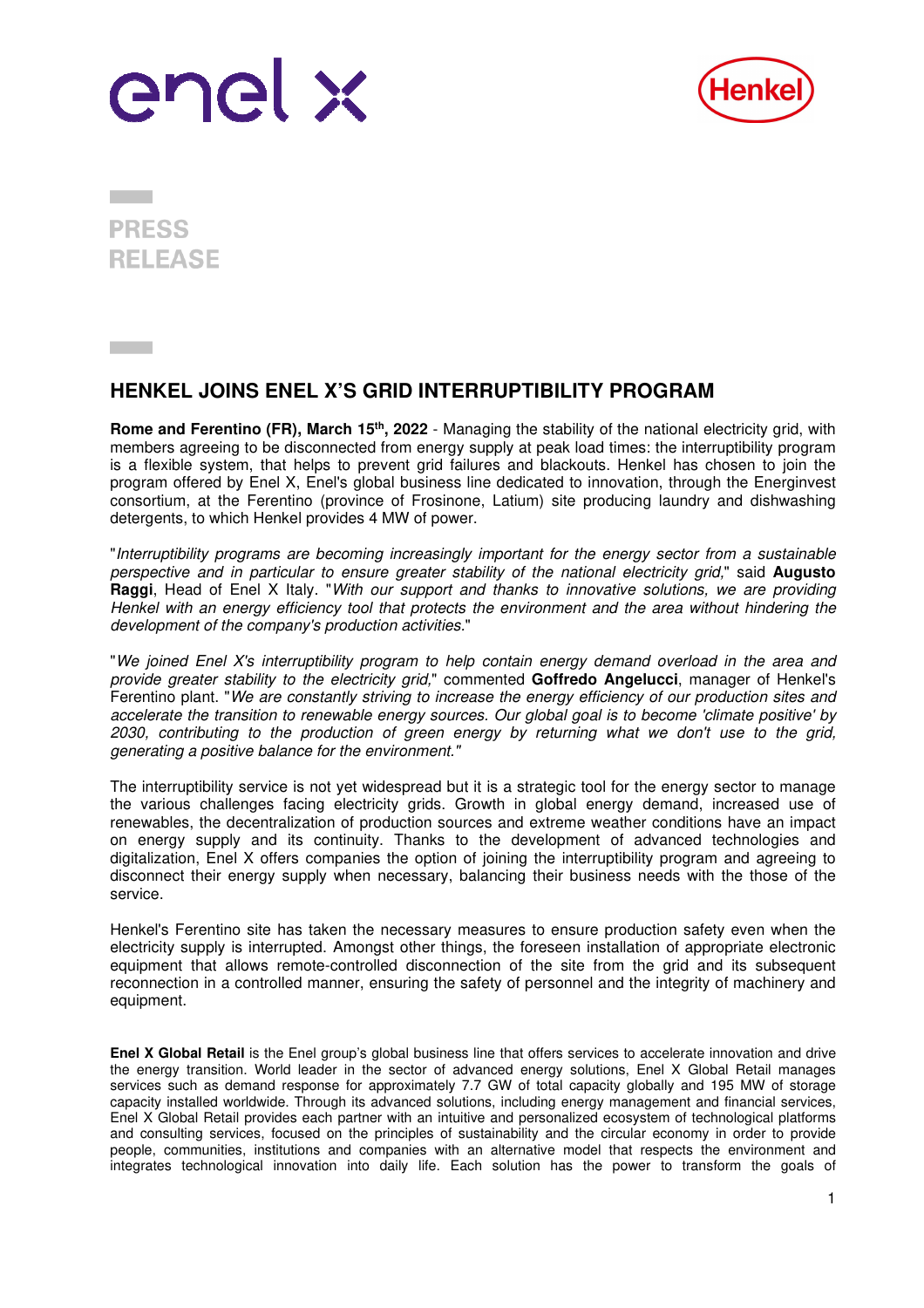**PRESS RELEASE**

# HENKEL JOINS ENEL X'S GRID INTERRUPTIBILITY PROGRAM

**Rome and Ferentino (FR), March 15th, 2022** - Managing the stability of the national electricity grid, with members agreeing to be disconnected from energy supply at peak load times: the interruptibility program is a flexible system, that helps to prevent grid failures and blackouts. Henkel has chosen to join the program offered by Enel X, Enel's global business line dedicated to innovation, through the Energinvest consortium, at the Ferentino (province of Frosinone, Latium) site producing laundry and dishwashing detergents, to which Henkel provides 4 MW of power.

"*Interruptibility programs are becoming increasingly important for the energy sector from a sustainable perspective and in particular to ensure greater stability of the national electricity grid,*" said **Augusto Raggi**, Head of Enel X Italy. "*With our support and thanks to innovative solutions, we are providing Henkel with an energy efficiency tool that protects the environment and the area without hindering the development of the company's production activities.*"

"*We joined Enel X's interruptibility program to help contain energy demand overload in the area and provide greater stability to the electricity grid,*" commented **Goffredo Angelucci**, manager of Henkel's Ferentino plant. "*We are constantly striving to increase the energy efficiency of our production sites and accelerate the transition to renewable energy sources. Our global goal is to become 'climate positive' by 2030, contributing to the production of green energy by returning what we don't use to the grid, generating a positive balance for the environment.*"

The interruptibility service is not yet widespread but it is a strategic tool for the energy sector to manage the various challenges facing electricity grids. Growth in global energy demand, increased use of renewables, the decentralization of production sources and extreme weather conditions have an impact on energy supply and its continuity. Thanks to the development of advanced technologies and digitalization, Enel X offers companies the option of joining the interruptibility program and agreeing to disconnect their energy supply when necessary, balancing their business needs with the those of the service.

Henkel's Ferentino site has taken the necessary measures to ensure production safety even when the electricity supply is interrupted. Amongst other things, the foreseen installation of appropriate electronic equipment that allows remote-controlled disconnection of the site from the grid and its subsequent reconnection in a controlled manner, ensuring the safety of personnel and the integrity of machinery and equipment.

**Enel X Global Retail** is the Enel group's global business line that offers services to accelerate innovation and drive the energy transition. World leader in the sector of advanced energy solutions, Enel X Global Retail manages services such as demand response for approximately 7.7 GW of total capacity globally and 195 MW of storage capacity installed worldwide. Through its advanced solutions, including energy management and financial services, Enel X Global Retail provides each partner with an intuitive and personalized ecosystem of technological platforms and consulting services, focused on the principles of sustainability and the circular economy in order to provide people, communities, institutions and companies with an alternative model that respects the environment and integrates technological innovation into daily life. Each solution has the power to transform the goals of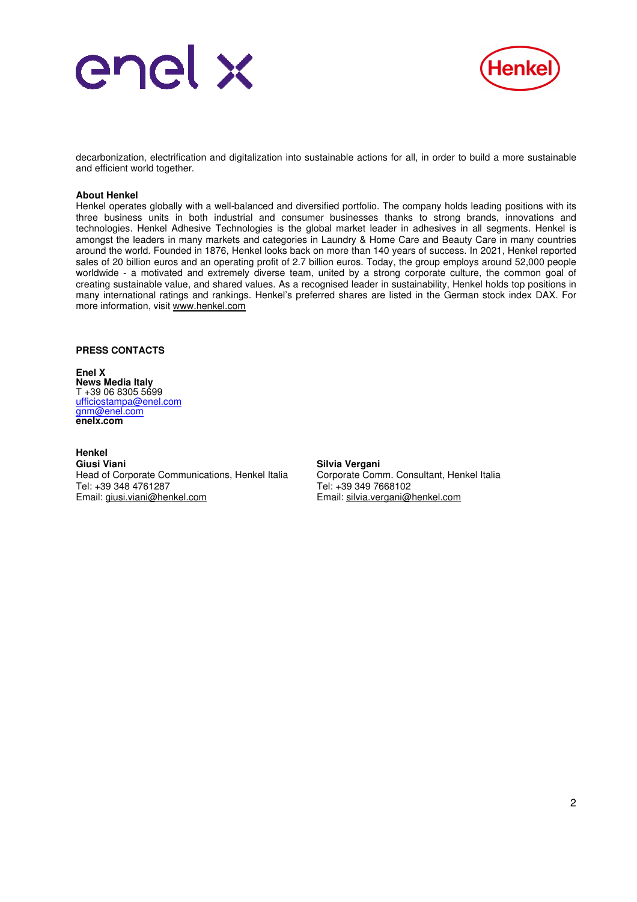decarbonization, electrification and digitalization into sustainable actions for all, in order to build a more sustainable and efficient world together.

**About Henkel**
Henkel operates globally with a well-balanced and diversified portfolio. The company holds leading positions with its three business units in both industrial and consumer businesses thanks to strong brands, innovations and technologies. Henkel Adhesive Technologies is the global market leader in adhesives in all segments. Henkel is amongst the leaders in many markets and categories in Laundry & Home Care and Beauty Care in many countries around the world. Founded in 1876, Henkel looks back on more than 140 years of success. In 2021, Henkel reported sales of 20 billion euros and an operating profit of 2.7 billion euros. Today, the group employs around 52,000 people worldwide - a motivated and extremely diverse team, united by a strong corporate culture, the common goal of creating sustainable value, and shared values. As a recognised leader in sustainability, Henkel holds top positions in many international ratings and rankings. Henkel's preferred shares are listed in the German stock index DAX. For more information, visit www.henkel.com

**PRESS CONTACTS**

**Enel X**
**News Media Italy**
T +39 06 8305 5699
ufficiostampa@enel.com
gnm@enel.com
**enelx.com**

**Henkel**
**Giusi Viani**
Head of Corporate Communications, Henkel Italia
Tel: +39 348 4761287
Email: giusi.viani@henkel.com

**Silvia Vergani**
Corporate Comm. Consultant, Henkel Italia
Tel: +39 349 7668102
Email: silvia.vergani@henkel.com